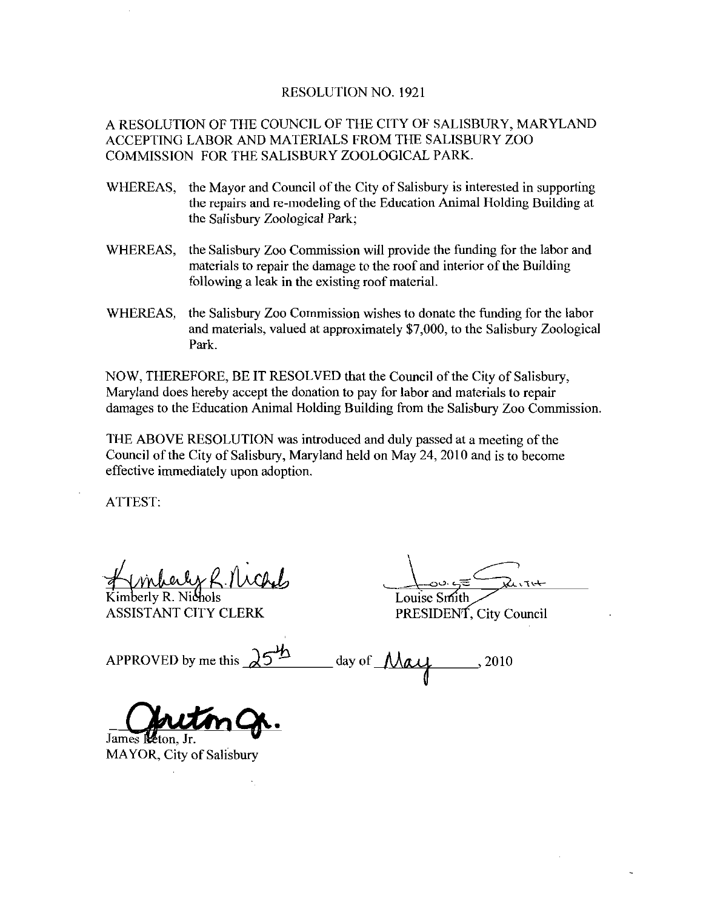RESOLUTION NO. 1921

A RESOLUTION OF THE COUNCIL OF THE CITY OF SALISBURY, MARYLAND ACCEPTING LABOR AND MATERIALS FROM THE SALISBURY ZOO COMMISSION FOR THE SALISBURY ZOOLOGICAL PARK.

WHEREAS, the Mayor and Council of the City of Salisbury is interested in supporting the repairs and re-modeling of the Education Animal Holding Building at the Salisbury Zoological Park;

WHEREAS, the Salisbury Zoo Commission will provide the funding for the labor and materials to repair the damage to the roof and interior of the Building following a leak in the existing roof material.

WHEREAS, the Salisbury Zoo Commission wishes to donate the funding for the labor and materials, valued at approximately $7,000, to the Salisbury Zoological Park.

NOW, THEREFORE, BE IT RESOLVED that the Council of the City of Salisbury, Maryland does hereby accept the donation to pay for labor and materials to repair damages to the Education Animal Holding Building from the Salisbury Zoo Commission.

THE ABOVE RESOLUTION was introduced and duly passed at a meeting of the Council of the City of Salisbury, Maryland held on May 24, 2010 and is to become effective immediately upon adoption.

ATTEST:

Kimberly R. Nichols
ASSISTANT CITY CLERK

Louise Smith
PRESIDENT, City Council

APPROVED by me this 25th day of May, 2010

James Ireton, Jr.
MAYOR, City of Salisbury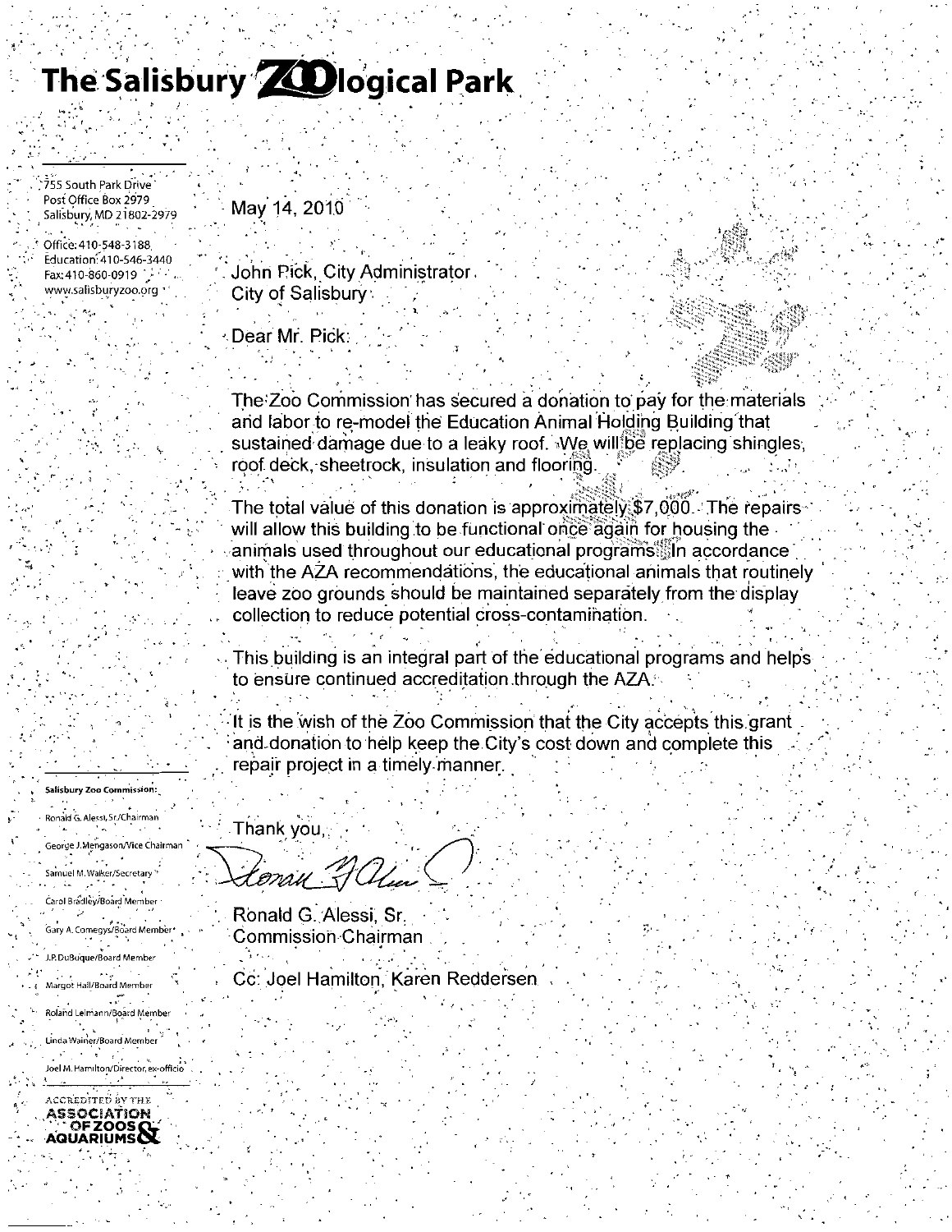# The Salisbury ZOOlogical Park

755 South Park Drive
Post Office Box 2979
Salisbury, MD 21802-2979

Office: 410-548-3188
Education: 410-546-3440
Fax: 410-860-0919
www.salisburyzoo.org

May 14, 2010

John Pick, City Administrator
City of Salisbury

Dear Mr. Pick:

The Zoo Commission has secured a donation to pay for the materials and labor to re-model the Education Animal Holding Building that sustained damage due to a leaky roof. We will be replacing shingles, roof deck, sheetrock, insulation and flooring.

The total value of this donation is approximately $7,000. The repairs will allow this building to be functional once again for housing the animals used throughout our educational programs. In accordance with the AZA recommendations, the educational animals that routinely leave zoo grounds should be maintained separately from the display collection to reduce potential cross-contamination.

This building is an integral part of the educational programs and helps to ensure continued accreditation through the AZA.

It is the wish of the Zoo Commission that the City accepts this grant and donation to help keep the City's cost down and complete this repair project in a timely manner.

Thank you,

Ronald G. Alessi, Sr.
Commission Chairman

Cc: Joel Hamilton, Karen Reddersen

**Salisbury Zoo Commission:**

Ronald G. Alessi, Sr./Chairman
George J. Mengason/Vice Chairman
Samuel M. Walker/Secretary
Carol Bradley/Board Member
Gary A. Comegys/Board Member
J.P. DuBuque/Board Member
Margot Hall/Board Member
Roland Lehmann/Board Member
Linda Wainer/Board Member
Joel M. Hamilton/Director, ex-officio

ACCREDITED BY THE ASSOCIATION OF ZOOS & AQUARIUMS